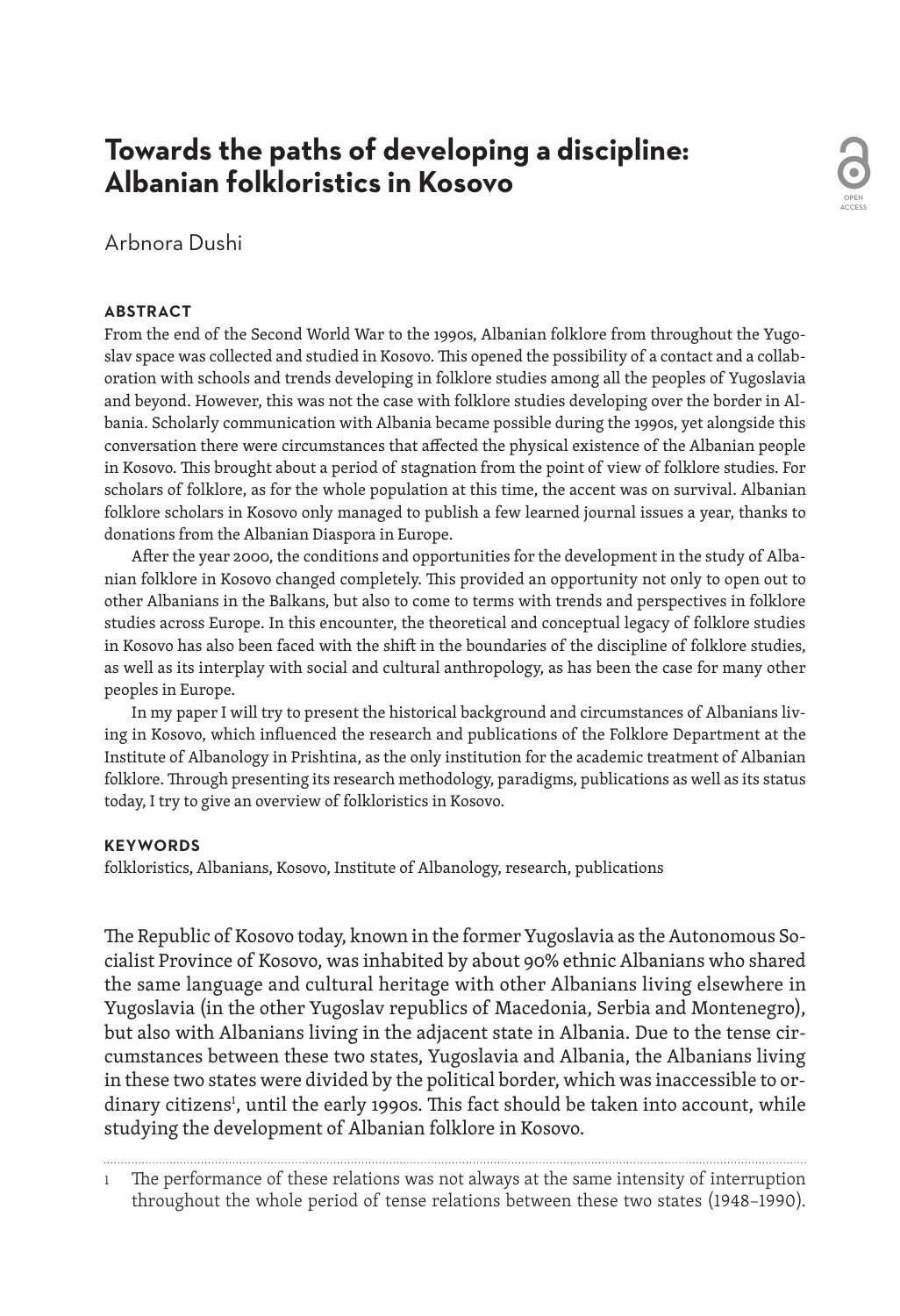# Towards the paths of developing a discipline: Albanian folkloristics in Kosovo

Arbnora Dushi

**ABSTRACT**

From the end of the Second World War to the 1990s, Albanian folklore from throughout the Yugoslav space was collected and studied in Kosovo. This opened the possibility of a contact and a collaboration with schools and trends developing in folklore studies among all the peoples of Yugoslavia and beyond. However, this was not the case with folklore studies developing over the border in Albania. Scholarly communication with Albania became possible during the 1990s, yet alongside this conversation there were circumstances that affected the physical existence of the Albanian people in Kosovo. This brought about a period of stagnation from the point of view of folklore studies. For scholars of folklore, as for the whole population at this time, the accent was on survival. Albanian folklore scholars in Kosovo only managed to publish a few learned journal issues a year, thanks to donations from the Albanian Diaspora in Europe.

After the year 2000, the conditions and opportunities for the development in the study of Albanian folklore in Kosovo changed completely. This provided an opportunity not only to open out to other Albanians in the Balkans, but also to come to terms with trends and perspectives in folklore studies across Europe. In this encounter, the theoretical and conceptual legacy of folklore studies in Kosovo has also been faced with the shift in the boundaries of the discipline of folklore studies, as well as its interplay with social and cultural anthropology, as has been the case for many other peoples in Europe.

In my paper I will try to present the historical background and circumstances of Albanians living in Kosovo, which influenced the research and publications of the Folklore Department at the Institute of Albanology in Prishtina, as the only institution for the academic treatment of Albanian folklore. Through presenting its research methodology, paradigms, publications as well as its status today, I try to give an overview of folkloristics in Kosovo.

**KEYWORDS**

folkloristics, Albanians, Kosovo, Institute of Albanology, research, publications

The Republic of Kosovo today, known in the former Yugoslavia as the Autonomous Socialist Province of Kosovo, was inhabited by about 90% ethnic Albanians who shared the same language and cultural heritage with other Albanians living elsewhere in Yugoslavia (in the other Yugoslav republics of Macedonia, Serbia and Montenegro), but also with Albanians living in the adjacent state in Albania. Due to the tense circumstances between these two states, Yugoslavia and Albania, the Albanians living in these two states were divided by the political border, which was inaccessible to ordinary citizens[1], until the early 1990s. This fact should be taken into account, while studying the development of Albanian folklore in Kosovo.

1 The performance of these relations was not always at the same intensity of interruption throughout the whole period of tense relations between these two states (1948–1990).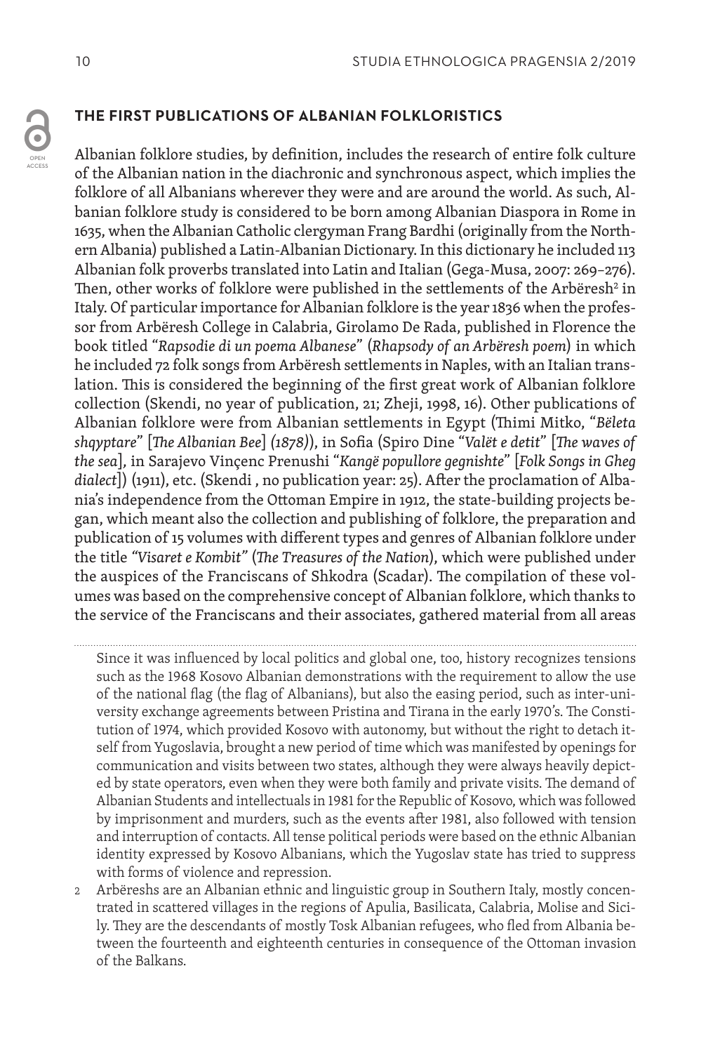## THE FIRST PUBLICATIONS OF ALBANIAN FOLKLORISTICS

Albanian folklore studies, by definition, includes the research of entire folk culture of the Albanian nation in the diachronic and synchronous aspect, which implies the folklore of all Albanians wherever they were and are around the world. As such, Albanian folklore study is considered to be born among Albanian Diaspora in Rome in 1635, when the Albanian Catholic clergyman Frang Bardhi (originally from the Northern Albania) published a Latin-Albanian Dictionary. In this dictionary he included 113 Albanian folk proverbs translated into Latin and Italian (Gega-Musa, 2007: 269–276). Then, other works of folklore were published in the settlements of the Arbëresh[2] in Italy. Of particular importance for Albanian folklore is the year 1836 when the professor from Arbëresh College in Calabria, Girolamo De Rada, published in Florence the book titled "*Rapsodie di un poema Albanese*" (*Rhapsody of an Arbëresh poem*) in which he included 72 folk songs from Arbëresh settlements in Naples, with an Italian translation. This is considered the beginning of the first great work of Albanian folklore collection (Skendi, no year of publication, 21; Zheji, 1998, 16). Other publications of Albanian folklore were from Albanian settlements in Egypt (Thimi Mitko, "*Bëleta shqyptare*" [*The Albanian Bee*] *(1878)*), in Sofia (Spiro Dine "*Valët e detit*" [*The waves of the sea*], in Sarajevo Vinçenc Prenushi "*Kangë popullore gegnishte*" [*Folk Songs in Gheg dialect*]) (1911), etc. (Skendi , no publication year: 25). After the proclamation of Albania's independence from the Ottoman Empire in 1912, the state-building projects began, which meant also the collection and publishing of folklore, the preparation and publication of 15 volumes with different types and genres of Albanian folklore under the title *"Visaret e Kombit"* (*The Treasures of the Nation*), which were published under the auspices of the Franciscans of Shkodra (Scadar). The compilation of these volumes was based on the comprehensive concept of Albanian folklore, which thanks to the service of the Franciscans and their associates, gathered material from all areas

---

Since it was influenced by local politics and global one, too, history recognizes tensions such as the 1968 Kosovo Albanian demonstrations with the requirement to allow the use of the national flag (the flag of Albanians), but also the easing period, such as inter-university exchange agreements between Pristina and Tirana in the early 1970's. The Constitution of 1974, which provided Kosovo with autonomy, but without the right to detach itself from Yugoslavia, brought a new period of time which was manifested by openings for communication and visits between two states, although they were always heavily depicted by state operators, even when they were both family and private visits. The demand of Albanian Students and intellectuals in 1981 for the Republic of Kosovo, which was followed by imprisonment and murders, such as the events after 1981, also followed with tension and interruption of contacts. All tense political periods were based on the ethnic Albanian identity expressed by Kosovo Albanians, which the Yugoslav state has tried to suppress with forms of violence and repression.

2 Arbëreshs are an Albanian ethnic and linguistic group in Southern Italy, mostly concentrated in scattered villages in the regions of Apulia, Basilicata, Calabria, Molise and Sicily. They are the descendants of mostly Tosk Albanian refugees, who fled from Albania between the fourteenth and eighteenth centuries in consequence of the Ottoman invasion of the Balkans.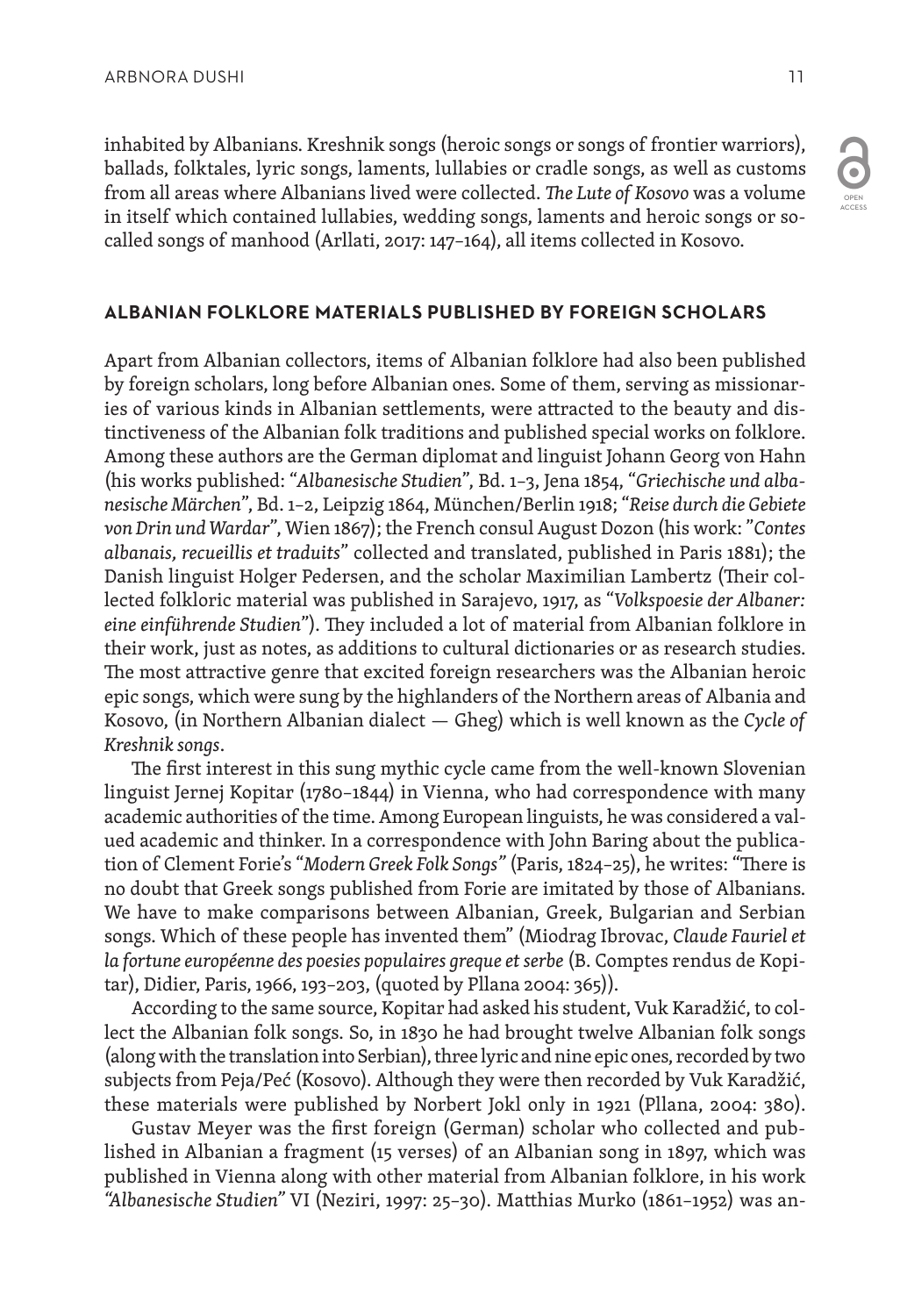inhabited by Albanians. Kreshnik songs (heroic songs or songs of frontier warriors), ballads, folktales, lyric songs, laments, lullabies or cradle songs, as well as customs from all areas where Albanians lived were collected. *The Lute of Kosovo* was a volume in itself which contained lullabies, wedding songs, laments and heroic songs or so-called songs of manhood (Arllati, 2017: 147–164), all items collected in Kosovo.

## ALBANIAN FOLKLORE MATERIALS PUBLISHED BY FOREIGN SCHOLARS

Apart from Albanian collectors, items of Albanian folklore had also been published by foreign scholars, long before Albanian ones. Some of them, serving as missionaries of various kinds in Albanian settlements, were attracted to the beauty and distinctiveness of the Albanian folk traditions and published special works on folklore. Among these authors are the German diplomat and linguist Johann Georg von Hahn (his works published: "*Albanesische Studien*", Bd. 1–3, Jena 1854, "*Griechische und albanesische Märchen*", Bd. 1–2, Leipzig 1864, München/Berlin 1918; "*Reise durch die Gebiete von Drin und Wardar*", Wien 1867); the French consul August Dozon (his work: "*Contes albanais, recueillis et traduits*" collected and translated, published in Paris 1881); the Danish linguist Holger Pedersen, and the scholar Maximilian Lambertz (Their collected folkloric material was published in Sarajevo, 1917, as "*Volkspoesie der Albaner: eine einführende Studien*"). They included a lot of material from Albanian folklore in their work, just as notes, as additions to cultural dictionaries or as research studies. The most attractive genre that excited foreign researchers was the Albanian heroic epic songs, which were sung by the highlanders of the Northern areas of Albania and Kosovo, (in Northern Albanian dialect — Gheg) which is well known as the *Cycle of Kreshnik songs*.

The first interest in this sung mythic cycle came from the well-known Slovenian linguist Jernej Kopitar (1780–1844) in Vienna, who had correspondence with many academic authorities of the time. Among European linguists, he was considered a valued academic and thinker. In a correspondence with John Baring about the publication of Clement Forie's "*Modern Greek Folk Songs*" (Paris, 1824–25), he writes: "There is no doubt that Greek songs published from Forie are imitated by those of Albanians. We have to make comparisons between Albanian, Greek, Bulgarian and Serbian songs. Which of these people has invented them" (Miodrag Ibrovac, *Claude Fauriel et la fortune européenne des poesies populaires greque et serbe* (B. Comptes rendus de Kopitar), Didier, Paris, 1966, 193–203, (quoted by Pllana 2004: 365)).

According to the same source, Kopitar had asked his student, Vuk Karadžić, to collect the Albanian folk songs. So, in 1830 he had brought twelve Albanian folk songs (along with the translation into Serbian), three lyric and nine epic ones, recorded by two subjects from Peja/Peć (Kosovo). Although they were then recorded by Vuk Karadžić, these materials were published by Norbert Jokl only in 1921 (Pllana, 2004: 380).

Gustav Meyer was the first foreign (German) scholar who collected and published in Albanian a fragment (15 verses) of an Albanian song in 1897, which was published in Vienna along with other material from Albanian folklore, in his work *"Albanesische Studien"* VI (Neziri, 1997: 25–30). Matthias Murko (1861–1952) was an-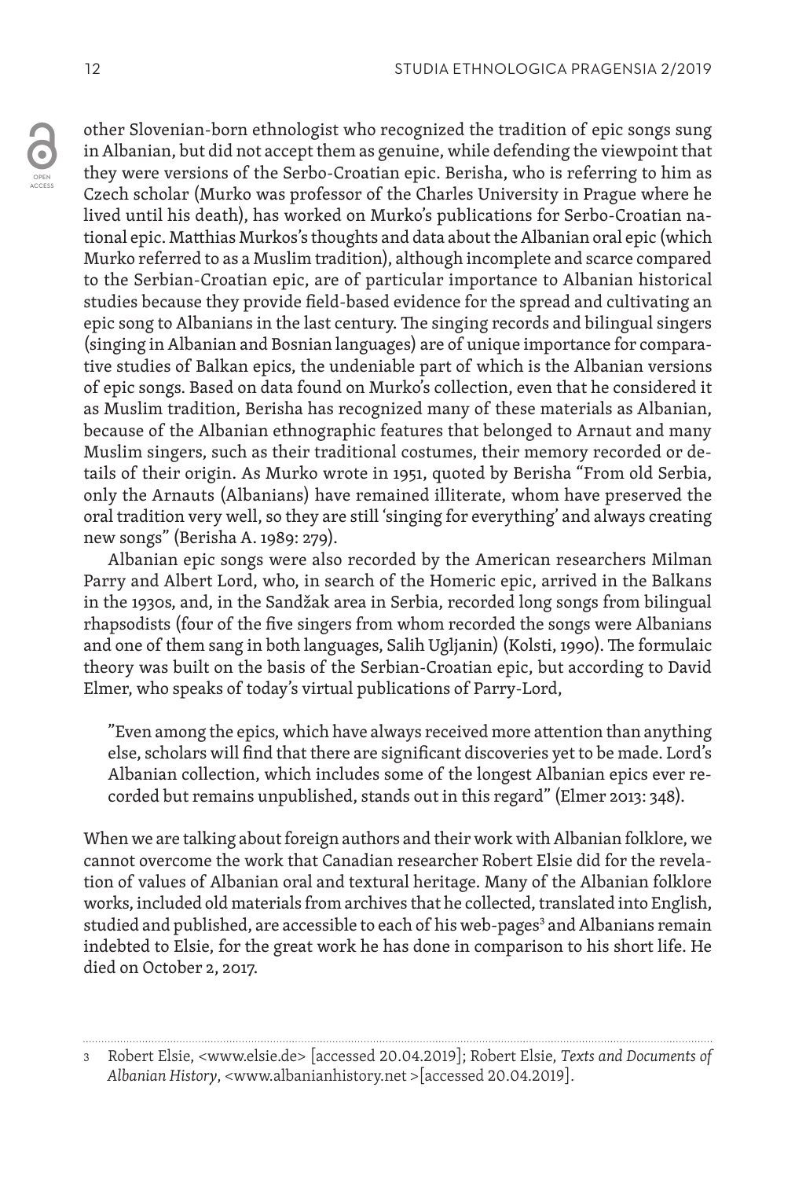other Slovenian-born ethnologist who recognized the tradition of epic songs sung in Albanian, but did not accept them as genuine, while defending the viewpoint that they were versions of the Serbo-Croatian epic. Berisha, who is referring to him as Czech scholar (Murko was professor of the Charles University in Prague where he lived until his death), has worked on Murko's publications for Serbo-Croatian national epic. Matthias Murkos's thoughts and data about the Albanian oral epic (which Murko referred to as a Muslim tradition), although incomplete and scarce compared to the Serbian-Croatian epic, are of particular importance to Albanian historical studies because they provide field-based evidence for the spread and cultivating an epic song to Albanians in the last century. The singing records and bilingual singers (singing in Albanian and Bosnian languages) are of unique importance for comparative studies of Balkan epics, the undeniable part of which is the Albanian versions of epic songs. Based on data found on Murko's collection, even that he considered it as Muslim tradition, Berisha has recognized many of these materials as Albanian, because of the Albanian ethnographic features that belonged to Arnaut and many Muslim singers, such as their traditional costumes, their memory recorded or details of their origin. As Murko wrote in 1951, quoted by Berisha "From old Serbia, only the Arnauts (Albanians) have remained illiterate, whom have preserved the oral tradition very well, so they are still 'singing for everything' and always creating new songs" (Berisha A. 1989: 279).

Albanian epic songs were also recorded by the American researchers Milman Parry and Albert Lord, who, in search of the Homeric epic, arrived in the Balkans in the 1930s, and, in the Sandžak area in Serbia, recorded long songs from bilingual rhapsodists (four of the five singers from whom recorded the songs were Albanians and one of them sang in both languages, Salih Ugljanin) (Kolsti, 1990). The formulaic theory was built on the basis of the Serbian-Croatian epic, but according to David Elmer, who speaks of today's virtual publications of Parry-Lord,

> "Even among the epics, which have always received more attention than anything else, scholars will find that there are significant discoveries yet to be made. Lord's Albanian collection, which includes some of the longest Albanian epics ever recorded but remains unpublished, stands out in this regard" (Elmer 2013: 348).

When we are talking about foreign authors and their work with Albanian folklore, we cannot overcome the work that Canadian researcher Robert Elsie did for the revelation of values of Albanian oral and textural heritage. Many of the Albanian folklore works, included old materials from archives that he collected, translated into English, studied and published, are accessible to each of his web-pages[3] and Albanians remain indebted to Elsie, for the great work he has done in comparison to his short life. He died on October 2, 2017.

3 Robert Elsie, <www.elsie.de> [accessed 20.04.2019]; Robert Elsie, *Texts and Documents of Albanian History*, <www.albanianhistory.net >[accessed 20.04.2019].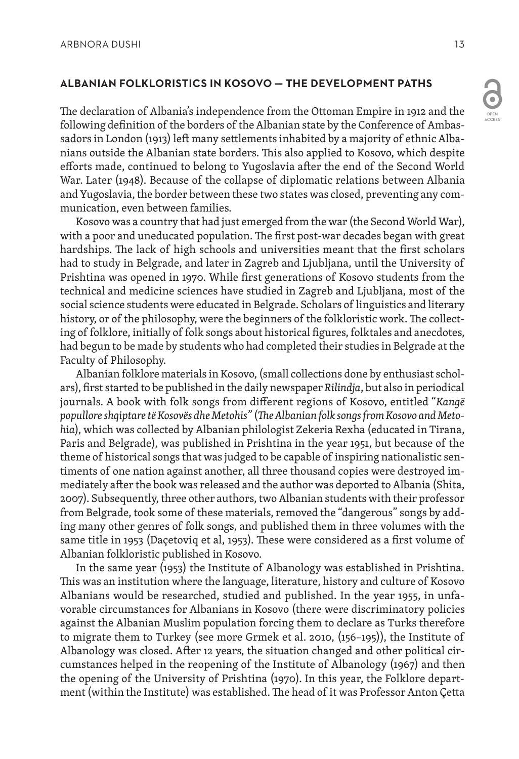## ALBANIAN FOLKLORISTICS IN KOSOVO — THE DEVELOPMENT PATHS

The declaration of Albania's independence from the Ottoman Empire in 1912 and the following definition of the borders of the Albanian state by the Conference of Ambassadors in London (1913) left many settlements inhabited by a majority of ethnic Albanians outside the Albanian state borders. This also applied to Kosovo, which despite efforts made, continued to belong to Yugoslavia after the end of the Second World War. Later (1948). Because of the collapse of diplomatic relations between Albania and Yugoslavia, the border between these two states was closed, preventing any communication, even between families.

Kosovo was a country that had just emerged from the war (the Second World War), with a poor and uneducated population. The first post-war decades began with great hardships. The lack of high schools and universities meant that the first scholars had to study in Belgrade, and later in Zagreb and Ljubljana, until the University of Prishtina was opened in 1970. While first generations of Kosovo students from the technical and medicine sciences have studied in Zagreb and Ljubljana, most of the social science students were educated in Belgrade. Scholars of linguistics and literary history, or of the philosophy, were the beginners of the folkloristic work. The collecting of folklore, initially of folk songs about historical figures, folktales and anecdotes, had begun to be made by students who had completed their studies in Belgrade at the Faculty of Philosophy.

Albanian folklore materials in Kosovo, (small collections done by enthusiast scholars), first started to be published in the daily newspaper *Rilindja*, but also in periodical journals. A book with folk songs from different regions of Kosovo, entitled "*Kangë popullore shqiptare të Kosovës dhe Metohis"* (*The Albanian folk songs from Kosovo and Metohia*), which was collected by Albanian philologist Zekeria Rexha (educated in Tirana, Paris and Belgrade), was published in Prishtina in the year 1951, but because of the theme of historical songs that was judged to be capable of inspiring nationalistic sentiments of one nation against another, all three thousand copies were destroyed immediately after the book was released and the author was deported to Albania (Shita, 2007). Subsequently, three other authors, two Albanian students with their professor from Belgrade, took some of these materials, removed the "dangerous" songs by adding many other genres of folk songs, and published them in three volumes with the same title in 1953 (Daçetoviq et al, 1953). These were considered as a first volume of Albanian folkloristic published in Kosovo.

In the same year (1953) the Institute of Albanology was established in Prishtina. This was an institution where the language, literature, history and culture of Kosovo Albanians would be researched, studied and published. In the year 1955, in unfavorable circumstances for Albanians in Kosovo (there were discriminatory policies against the Albanian Muslim population forcing them to declare as Turks therefore to migrate them to Turkey (see more Grmek et al. 2010, (156–195)), the Institute of Albanology was closed. After 12 years, the situation changed and other political circumstances helped in the reopening of the Institute of Albanology (1967) and then the opening of the University of Prishtina (1970). In this year, the Folklore department (within the Institute) was established. The head of it was Professor Anton Çetta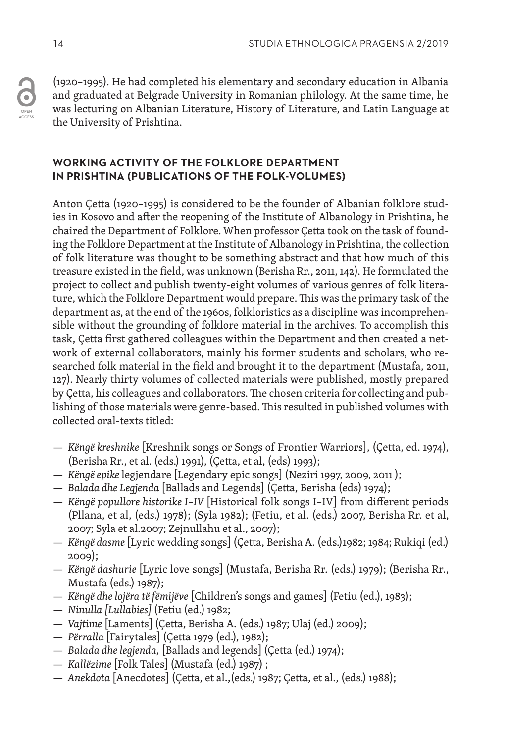(1920–1995). He had completed his elementary and secondary education in Albania and graduated at Belgrade University in Romanian philology. At the same time, he was lecturing on Albanian Literature, History of Literature, and Latin Language at the University of Prishtina.

## WORKING ACTIVITY OF THE FOLKLORE DEPARTMENT IN PRISHTINA (PUBLICATIONS OF THE FOLK-VOLUMES)

Anton Çetta (1920–1995) is considered to be the founder of Albanian folklore studies in Kosovo and after the reopening of the Institute of Albanology in Prishtina, he chaired the Department of Folklore. When professor Çetta took on the task of founding the Folklore Department at the Institute of Albanology in Prishtina, the collection of folk literature was thought to be something abstract and that how much of this treasure existed in the field, was unknown (Berisha Rr., 2011, 142). He formulated the project to collect and publish twenty-eight volumes of various genres of folk literature, which the Folklore Department would prepare. This was the primary task of the department as, at the end of the 1960s, folkloristics as a discipline was incomprehensible without the grounding of folklore material in the archives. To accomplish this task, Çetta first gathered colleagues within the Department and then created a network of external collaborators, mainly his former students and scholars, who researched folk material in the field and brought it to the department (Mustafa, 2011, 127). Nearly thirty volumes of collected materials were published, mostly prepared by Çetta, his colleagues and collaborators. The chosen criteria for collecting and publishing of those materials were genre-based. This resulted in published volumes with collected oral-texts titled:

- *Këngë kreshnike* [Kreshnik songs or Songs of Frontier Warriors], (Çetta, ed. 1974), (Berisha Rr., et al. (eds.) 1991), (Çetta, et al, (eds) 1993);
- *Këngë epike* legjendare [Legendary epic songs] (Neziri 1997, 2009, 2011 );
- *Balada dhe Legjenda* [Ballads and Legends] (Çetta, Berisha (eds) 1974);
- *Këngë popullore historike I–IV* [Historical folk songs I–IV] from different periods (Pllana, et al, (eds.) 1978); (Syla 1982); (Fetiu, et al. (eds.) 2007, Berisha Rr. et al, 2007; Syla et al.2007; Zejnullahu et al., 2007);
- *Këngë dasme* [Lyric wedding songs] (Çetta, Berisha A. (eds.)1982; 1984; Rukiqi (ed.) 2009);
- *Këngë dashurie* [Lyric love songs] (Mustafa, Berisha Rr. (eds.) 1979); (Berisha Rr., Mustafa (eds.) 1987);
- *Këngë dhe lojëra të fëmijëve* [Children's songs and games] (Fetiu (ed.), 1983);
- *Ninulla [Lullabies]* (Fetiu (ed.) 1982;
- *Vajtime* [Laments] (Çetta, Berisha A. (eds.) 1987; Ulaj (ed.) 2009);
- *Përralla* [Fairytales] (Çetta 1979 (ed.), 1982);
- *Balada dhe legjenda,* [Ballads and legends] (Çetta (ed.) 1974);
- *Kallëzime* [Folk Tales] (Mustafa (ed.) 1987) ;
- *Anekdota* [Anecdotes] (Çetta, et al.,(eds.) 1987; Çetta, et al., (eds.) 1988);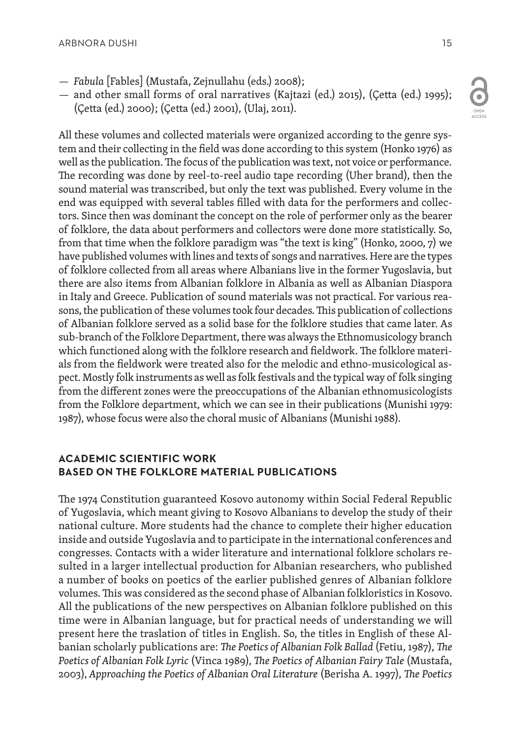- *Fabula* [Fables] (Mustafa, Zejnullahu (eds.) 2008);
- and other small forms of oral narratives (Kajtazi (ed.) 2015), (Çetta (ed.) 1995); (Çetta (ed.) 2000); (Çetta (ed.) 2001), (Ulaj, 2011).

All these volumes and collected materials were organized according to the genre system and their collecting in the field was done according to this system (Honko 1976) as well as the publication. The focus of the publication was text, not voice or performance. The recording was done by reel-to-reel audio tape recording (Uher brand), then the sound material was transcribed, but only the text was published. Every volume in the end was equipped with several tables filled with data for the performers and collectors. Since then was dominant the concept on the role of performer only as the bearer of folklore, the data about performers and collectors were done more statistically. So, from that time when the folklore paradigm was "the text is king" (Honko, 2000, 7) we have published volumes with lines and texts of songs and narratives. Here are the types of folklore collected from all areas where Albanians live in the former Yugoslavia, but there are also items from Albanian folklore in Albania as well as Albanian Diaspora in Italy and Greece. Publication of sound materials was not practical. For various reasons, the publication of these volumes took four decades. This publication of collections of Albanian folklore served as a solid base for the folklore studies that came later. As sub-branch of the Folklore Department, there was always the Ethnomusicology branch which functioned along with the folklore research and fieldwork. The folklore materials from the fieldwork were treated also for the melodic and ethno-musicological aspect. Mostly folk instruments as well as folk festivals and the typical way of folk singing from the different zones were the preoccupations of the Albanian ethnomusicologists from the Folklore department, which we can see in their publications (Munishi 1979: 1987), whose focus were also the choral music of Albanians (Munishi 1988).

## ACADEMIC SCIENTIFIC WORK BASED ON THE FOLKLORE MATERIAL PUBLICATIONS

The 1974 Constitution guaranteed Kosovo autonomy within Social Federal Republic of Yugoslavia, which meant giving to Kosovo Albanians to develop the study of their national culture. More students had the chance to complete their higher education inside and outside Yugoslavia and to participate in the international conferences and congresses. Contacts with a wider literature and international folklore scholars resulted in a larger intellectual production for Albanian researchers, who published a number of books on poetics of the earlier published genres of Albanian folklore volumes. This was considered as the second phase of Albanian folkloristics in Kosovo. All the publications of the new perspectives on Albanian folklore published on this time were in Albanian language, but for practical needs of understanding we will present here the traslation of titles in English. So, the titles in English of these Albanian scholarly publications are: *The Poetics of Albanian Folk Ballad* (Fetiu, 1987), *The Poetics of Albanian Folk Lyric* (Vinca 1989), *The Poetics of Albanian Fairy Tale* (Mustafa, 2003), *Approaching the Poetics of Albanian Oral Literature* (Berisha A. 1997), *The Poetics*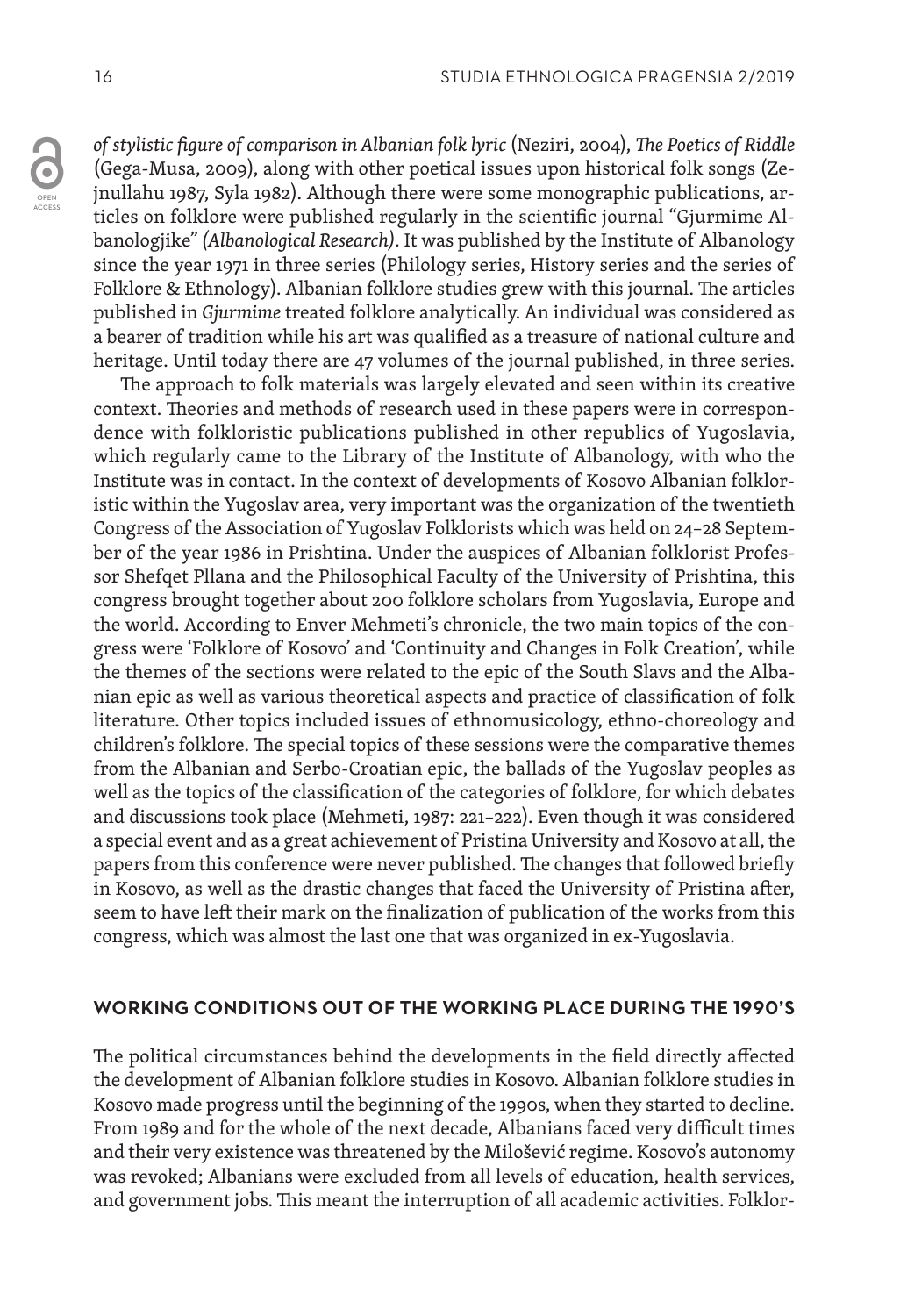*of stylistic figure of comparison in Albanian folk lyric* (Neziri, 2004), *The Poetics of Riddle* (Gega-Musa, 2009), along with other poetical issues upon historical folk songs (Zejnullahu 1987, Syla 1982). Although there were some monographic publications, articles on folklore were published regularly in the scientific journal "Gjurmime Albanologjike" *(Albanological Research)*. It was published by the Institute of Albanology since the year 1971 in three series (Philology series, History series and the series of Folklore & Ethnology). Albanian folklore studies grew with this journal. The articles published in *Gjurmime* treated folklore analytically. An individual was considered as a bearer of tradition while his art was qualified as a treasure of national culture and heritage. Until today there are 47 volumes of the journal published, in three series.

The approach to folk materials was largely elevated and seen within its creative context. Theories and methods of research used in these papers were in correspondence with folkloristic publications published in other republics of Yugoslavia, which regularly came to the Library of the Institute of Albanology, with who the Institute was in contact. In the context of developments of Kosovo Albanian folkloristic within the Yugoslav area, very important was the organization of the twentieth Congress of the Association of Yugoslav Folklorists which was held on 24–28 September of the year 1986 in Prishtina. Under the auspices of Albanian folklorist Professor Shefqet Pllana and the Philosophical Faculty of the University of Prishtina, this congress brought together about 200 folklore scholars from Yugoslavia, Europe and the world. According to Enver Mehmeti's chronicle, the two main topics of the congress were 'Folklore of Kosovo' and 'Continuity and Changes in Folk Creation', while the themes of the sections were related to the epic of the South Slavs and the Albanian epic as well as various theoretical aspects and practice of classification of folk literature. Other topics included issues of ethnomusicology, ethno-choreology and children's folklore. The special topics of these sessions were the comparative themes from the Albanian and Serbo-Croatian epic, the ballads of the Yugoslav peoples as well as the topics of the classification of the categories of folklore, for which debates and discussions took place (Mehmeti, 1987: 221–222). Even though it was considered a special event and as a great achievement of Pristina University and Kosovo at all, the papers from this conference were never published. The changes that followed briefly in Kosovo, as well as the drastic changes that faced the University of Pristina after, seem to have left their mark on the finalization of publication of the works from this congress, which was almost the last one that was organized in ex-Yugoslavia.

## WORKING CONDITIONS OUT OF THE WORKING PLACE DURING THE 1990'S

The political circumstances behind the developments in the field directly affected the development of Albanian folklore studies in Kosovo. Albanian folklore studies in Kosovo made progress until the beginning of the 1990s, when they started to decline. From 1989 and for the whole of the next decade, Albanians faced very difficult times and their very existence was threatened by the Milošević regime. Kosovo's autonomy was revoked; Albanians were excluded from all levels of education, health services, and government jobs. This meant the interruption of all academic activities. Folklor-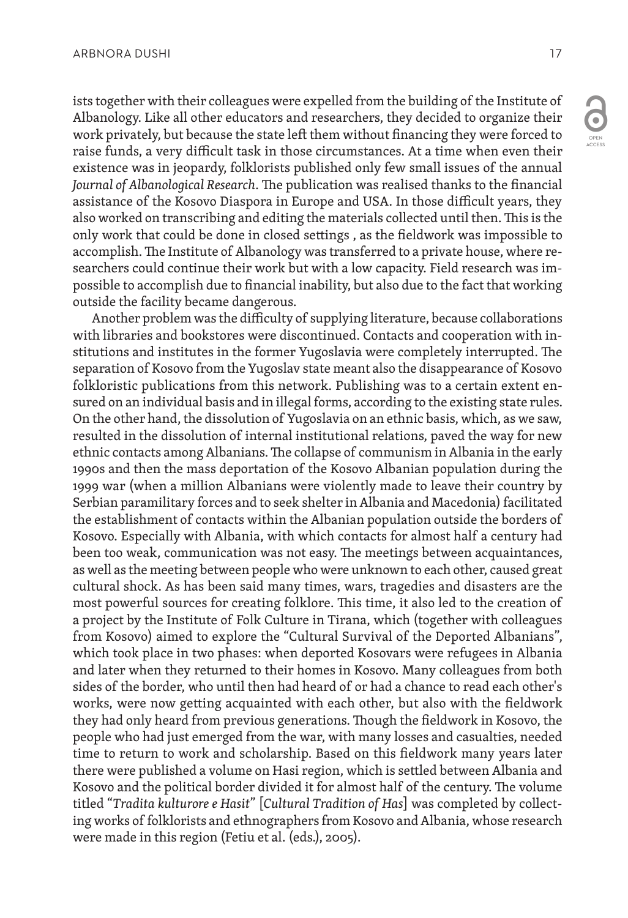ists together with their colleagues were expelled from the building of the Institute of Albanology. Like all other educators and researchers, they decided to organize their work privately, but because the state left them without financing they were forced to raise funds, a very difficult task in those circumstances. At a time when even their existence was in jeopardy, folklorists published only few small issues of the annual *Journal of Albanological Research*. The publication was realised thanks to the financial assistance of the Kosovo Diaspora in Europe and USA. In those difficult years, they also worked on transcribing and editing the materials collected until then. This is the only work that could be done in closed settings , as the fieldwork was impossible to accomplish. The Institute of Albanology was transferred to a private house, where researchers could continue their work but with a low capacity. Field research was impossible to accomplish due to financial inability, but also due to the fact that working outside the facility became dangerous.

Another problem was the difficulty of supplying literature, because collaborations with libraries and bookstores were discontinued. Contacts and cooperation with institutions and institutes in the former Yugoslavia were completely interrupted. The separation of Kosovo from the Yugoslav state meant also the disappearance of Kosovo folkloristic publications from this network. Publishing was to a certain extent ensured on an individual basis and in illegal forms, according to the existing state rules. On the other hand, the dissolution of Yugoslavia on an ethnic basis, which, as we saw, resulted in the dissolution of internal institutional relations, paved the way for new ethnic contacts among Albanians. The collapse of communism in Albania in the early 1990s and then the mass deportation of the Kosovo Albanian population during the 1999 war (when a million Albanians were violently made to leave their country by Serbian paramilitary forces and to seek shelter in Albania and Macedonia) facilitated the establishment of contacts within the Albanian population outside the borders of Kosovo. Especially with Albania, with which contacts for almost half a century had been too weak, communication was not easy. The meetings between acquaintances, as well as the meeting between people who were unknown to each other, caused great cultural shock. As has been said many times, wars, tragedies and disasters are the most powerful sources for creating folklore. This time, it also led to the creation of a project by the Institute of Folk Culture in Tirana, which (together with colleagues from Kosovo) aimed to explore the "Cultural Survival of the Deported Albanians", which took place in two phases: when deported Kosovars were refugees in Albania and later when they returned to their homes in Kosovo. Many colleagues from both sides of the border, who until then had heard of or had a chance to read each other's works, were now getting acquainted with each other, but also with the fieldwork they had only heard from previous generations. Though the fieldwork in Kosovo, the people who had just emerged from the war, with many losses and casualties, needed time to return to work and scholarship. Based on this fieldwork many years later there were published a volume on Hasi region, which is settled between Albania and Kosovo and the political border divided it for almost half of the century. The volume titled "*Tradita kulturore e Hasit*" [*Cultural Tradition of Has*] was completed by collecting works of folklorists and ethnographers from Kosovo and Albania, whose research were made in this region (Fetiu et al. (eds.), 2005).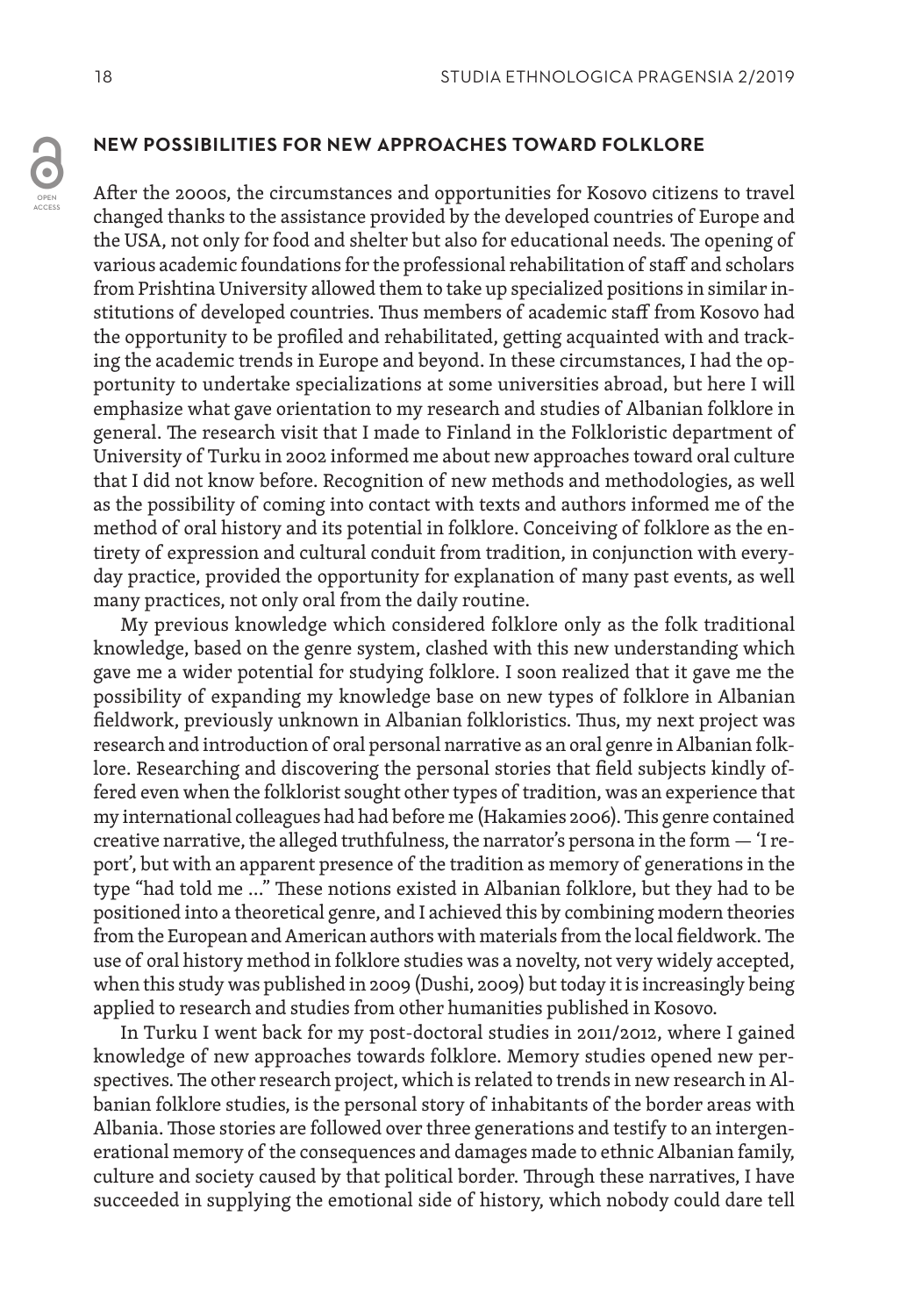## NEW POSSIBILITIES FOR NEW APPROACHES TOWARD FOLKLORE

After the 2000s, the circumstances and opportunities for Kosovo citizens to travel changed thanks to the assistance provided by the developed countries of Europe and the USA, not only for food and shelter but also for educational needs. The opening of various academic foundations for the professional rehabilitation of staff and scholars from Prishtina University allowed them to take up specialized positions in similar institutions of developed countries. Thus members of academic staff from Kosovo had the opportunity to be profiled and rehabilitated, getting acquainted with and tracking the academic trends in Europe and beyond. In these circumstances, I had the opportunity to undertake specializations at some universities abroad, but here I will emphasize what gave orientation to my research and studies of Albanian folklore in general. The research visit that I made to Finland in the Folkloristic department of University of Turku in 2002 informed me about new approaches toward oral culture that I did not know before. Recognition of new methods and methodologies, as well as the possibility of coming into contact with texts and authors informed me of the method of oral history and its potential in folklore. Conceiving of folklore as the entirety of expression and cultural conduit from tradition, in conjunction with everyday practice, provided the opportunity for explanation of many past events, as well many practices, not only oral from the daily routine.

My previous knowledge which considered folklore only as the folk traditional knowledge, based on the genre system, clashed with this new understanding which gave me a wider potential for studying folklore. I soon realized that it gave me the possibility of expanding my knowledge base on new types of folklore in Albanian fieldwork, previously unknown in Albanian folkloristics. Thus, my next project was research and introduction of oral personal narrative as an oral genre in Albanian folklore. Researching and discovering the personal stories that field subjects kindly offered even when the folklorist sought other types of tradition, was an experience that my international colleagues had had before me (Hakamies 2006). This genre contained creative narrative, the alleged truthfulness, the narrator's persona in the form — 'I report', but with an apparent presence of the tradition as memory of generations in the type "had told me ..." These notions existed in Albanian folklore, but they had to be positioned into a theoretical genre, and I achieved this by combining modern theories from the European and American authors with materials from the local fieldwork. The use of oral history method in folklore studies was a novelty, not very widely accepted, when this study was published in 2009 (Dushi, 2009) but today it is increasingly being applied to research and studies from other humanities published in Kosovo.

In Turku I went back for my post-doctoral studies in 2011/2012, where I gained knowledge of new approaches towards folklore. Memory studies opened new perspectives. The other research project, which is related to trends in new research in Albanian folklore studies, is the personal story of inhabitants of the border areas with Albania. Those stories are followed over three generations and testify to an intergenerational memory of the consequences and damages made to ethnic Albanian family, culture and society caused by that political border. Through these narratives, I have succeeded in supplying the emotional side of history, which nobody could dare tell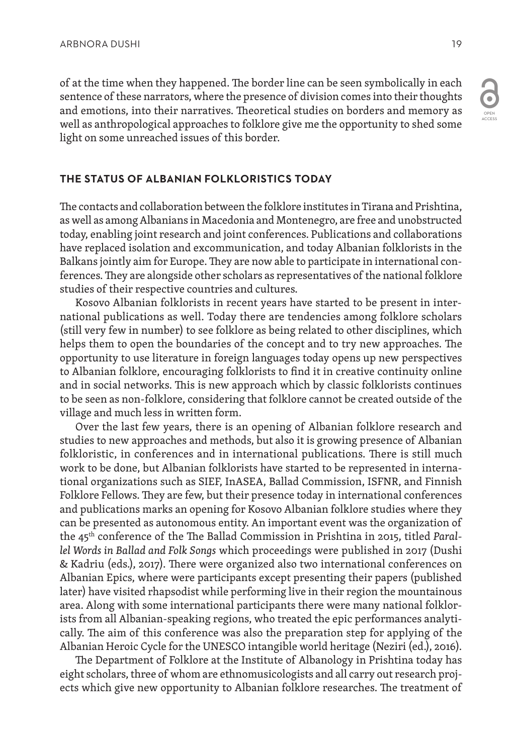of at the time when they happened. The border line can be seen symbolically in each sentence of these narrators, where the presence of division comes into their thoughts and emotions, into their narratives. Theoretical studies on borders and memory as well as anthropological approaches to folklore give me the opportunity to shed some light on some unreached issues of this border.

## THE STATUS OF ALBANIAN FOLKLORISTICS TODAY

The contacts and collaboration between the folklore institutes in Tirana and Prishtina, as well as among Albanians in Macedonia and Montenegro, are free and unobstructed today, enabling joint research and joint conferences. Publications and collaborations have replaced isolation and excommunication, and today Albanian folklorists in the Balkans jointly aim for Europe. They are now able to participate in international conferences. They are alongside other scholars as representatives of the national folklore studies of their respective countries and cultures.

Kosovo Albanian folklorists in recent years have started to be present in international publications as well. Today there are tendencies among folklore scholars (still very few in number) to see folklore as being related to other disciplines, which helps them to open the boundaries of the concept and to try new approaches. The opportunity to use literature in foreign languages today opens up new perspectives to Albanian folklore, encouraging folklorists to find it in creative continuity online and in social networks. This is new approach which by classic folklorists continues to be seen as non-folklore, considering that folklore cannot be created outside of the village and much less in written form.

Over the last few years, there is an opening of Albanian folklore research and studies to new approaches and methods, but also it is growing presence of Albanian folkloristic, in conferences and in international publications. There is still much work to be done, but Albanian folklorists have started to be represented in international organizations such as SIEF, InASEA, Ballad Commission, ISFNR, and Finnish Folklore Fellows. They are few, but their presence today in international conferences and publications marks an opening for Kosovo Albanian folklore studies where they can be presented as autonomous entity. An important event was the organization of the 45th conference of the The Ballad Commission in Prishtina in 2015, titled *Parallel Words in Ballad and Folk Songs* which proceedings were published in 2017 (Dushi & Kadriu (eds.), 2017). There were organized also two international conferences on Albanian Epics, where were participants except presenting their papers (published later) have visited rhapsodist while performing live in their region the mountainous area. Along with some international participants there were many national folklorists from all Albanian-speaking regions, who treated the epic performances analytically. The aim of this conference was also the preparation step for applying of the Albanian Heroic Cycle for the UNESCO intangible world heritage (Neziri (ed.), 2016).

The Department of Folklore at the Institute of Albanology in Prishtina today has eight scholars, three of whom are ethnomusicologists and all carry out research projects which give new opportunity to Albanian folklore researches. The treatment of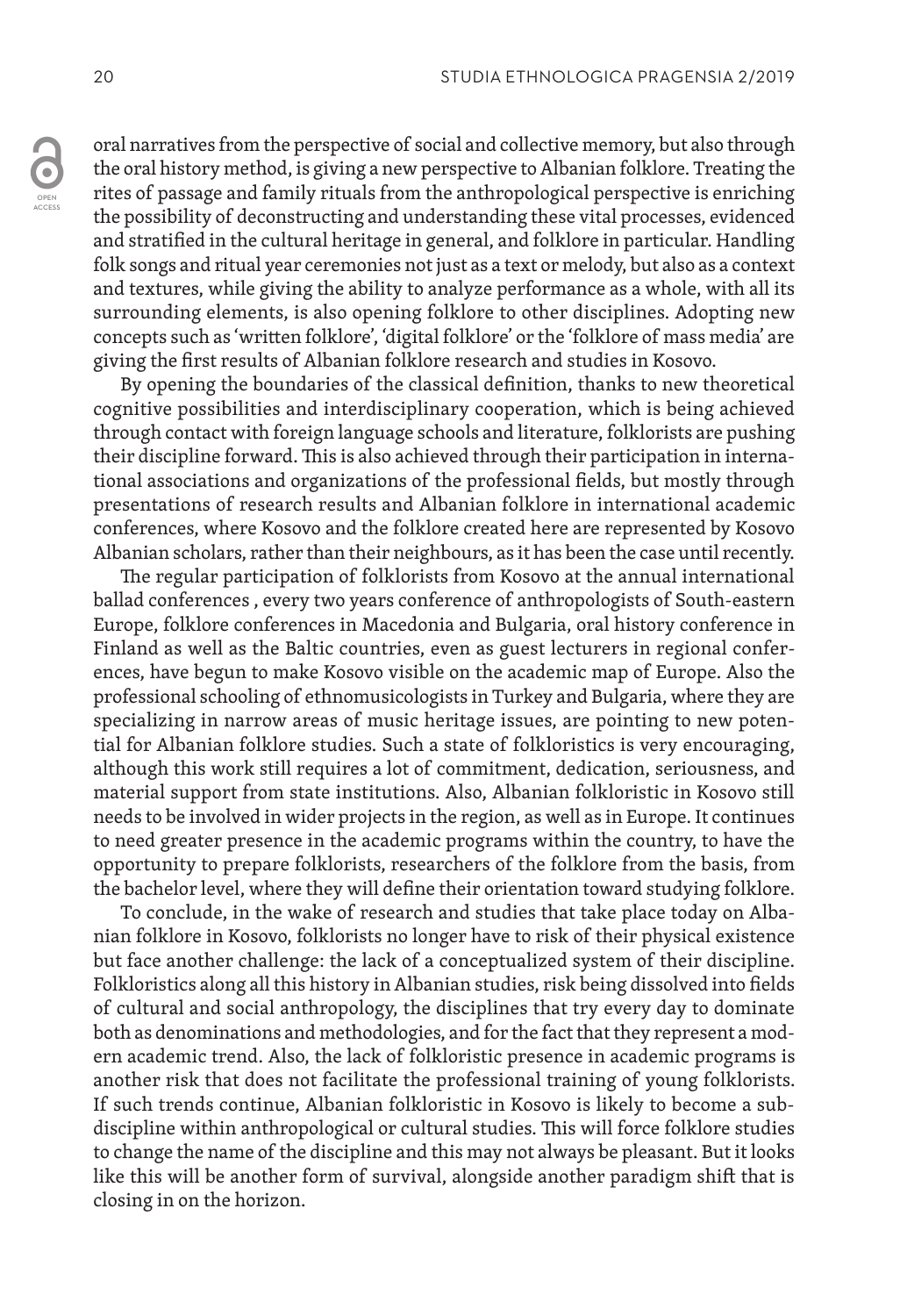oral narratives from the perspective of social and collective memory, but also through the oral history method, is giving a new perspective to Albanian folklore. Treating the rites of passage and family rituals from the anthropological perspective is enriching the possibility of deconstructing and understanding these vital processes, evidenced and stratified in the cultural heritage in general, and folklore in particular. Handling folk songs and ritual year ceremonies not just as a text or melody, but also as a context and textures, while giving the ability to analyze performance as a whole, with all its surrounding elements, is also opening folklore to other disciplines. Adopting new concepts such as 'written folklore', 'digital folklore' or the 'folklore of mass media' are giving the first results of Albanian folklore research and studies in Kosovo.

By opening the boundaries of the classical definition, thanks to new theoretical cognitive possibilities and interdisciplinary cooperation, which is being achieved through contact with foreign language schools and literature, folklorists are pushing their discipline forward. This is also achieved through their participation in international associations and organizations of the professional fields, but mostly through presentations of research results and Albanian folklore in international academic conferences, where Kosovo and the folklore created here are represented by Kosovo Albanian scholars, rather than their neighbours, as it has been the case until recently.

The regular participation of folklorists from Kosovo at the annual international ballad conferences , every two years conference of anthropologists of South-eastern Europe, folklore conferences in Macedonia and Bulgaria, oral history conference in Finland as well as the Baltic countries, even as guest lecturers in regional conferences, have begun to make Kosovo visible on the academic map of Europe. Also the professional schooling of ethnomusicologists in Turkey and Bulgaria, where they are specializing in narrow areas of music heritage issues, are pointing to new potential for Albanian folklore studies. Such a state of folkloristics is very encouraging, although this work still requires a lot of commitment, dedication, seriousness, and material support from state institutions. Also, Albanian folkloristic in Kosovo still needs to be involved in wider projects in the region, as well as in Europe. It continues to need greater presence in the academic programs within the country, to have the opportunity to prepare folklorists, researchers of the folklore from the basis, from the bachelor level, where they will define their orientation toward studying folklore.

To conclude, in the wake of research and studies that take place today on Albanian folklore in Kosovo, folklorists no longer have to risk of their physical existence but face another challenge: the lack of a conceptualized system of their discipline. Folkloristics along all this history in Albanian studies, risk being dissolved into fields of cultural and social anthropology, the disciplines that try every day to dominate both as denominations and methodologies, and for the fact that they represent a modern academic trend. Also, the lack of folkloristic presence in academic programs is another risk that does not facilitate the professional training of young folklorists. If such trends continue, Albanian folkloristic in Kosovo is likely to become a subdiscipline within anthropological or cultural studies. This will force folklore studies to change the name of the discipline and this may not always be pleasant. But it looks like this will be another form of survival, alongside another paradigm shift that is closing in on the horizon.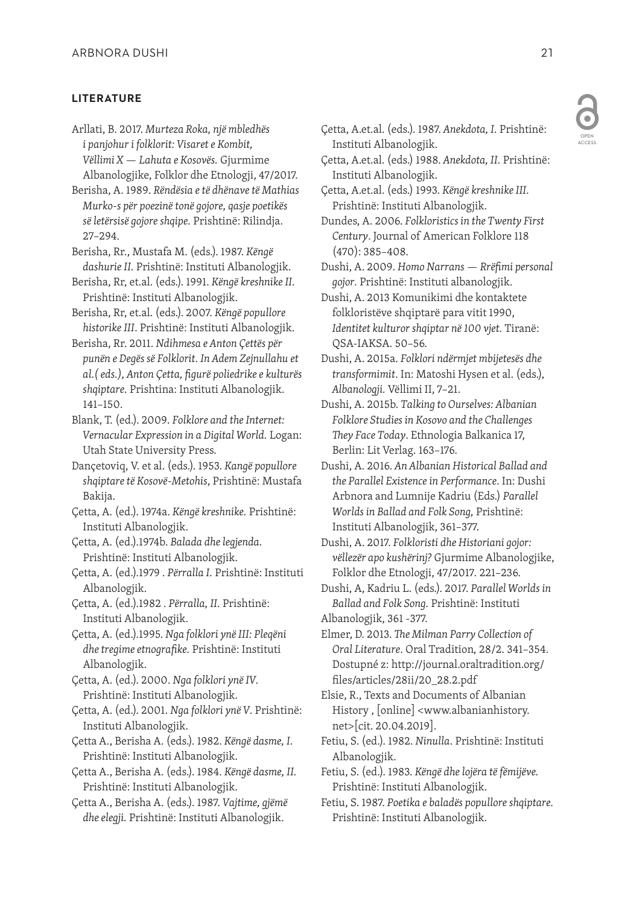## LITERATURE

Arllati, B. 2017. *Murteza Roka, një mbledhës i panjohur i folklorit: Visaret e Kombit, Vëllimi X — Lahuta e Kosovës.* Gjurmime Albanologjike, Folklor dhe Etnologji, 47/2017.

Berisha, A. 1989. *Rëndësia e të dhënave të Mathias Murko-s për poezinë tonë gojore, qasje poetikës së letërsisë gojore shqipe.* Prishtinë: Rilindja. 27–294.

Berisha, Rr., Mustafa M. (eds.). 1987. *Këngë dashurie II.* Prishtinë: Instituti Albanologjik.

Berisha, Rr, et.al. (eds.). 1991. *Këngë kreshnike II.* Prishtinë: Instituti Albanologjik.

Berisha, Rr, et.al. (eds.). 2007. *Këngë popullore historike III*. Prishtinë: Instituti Albanologjik.

Berisha, Rr. 2011. *Ndihmesa e Anton Çettës për punën e Degës së Folklorit. In Adem Zejnullahu et al.( eds.), Anton Çetta, figurë poliedrike e kulturës shqiptare.* Prishtina: Instituti Albanologjik. 141–150.

Blank, T. (ed.). 2009. *Folklore and the Internet: Vernacular Expression in a Digital World.* Logan: Utah State University Press.

Dançetoviq, V. et al. (eds.). 1953. *Kangë popullore shqiptare të Kosovë-Metohis*, Prishtinë: Mustafa Bakija.

Çetta, A. (ed.). 1974a. *Këngë kreshnike.* Prishtinë: Instituti Albanologjik.

Çetta, A. (ed.).1974b. *Balada dhe legjenda.* Prishtinë: Instituti Albanologjik.

Çetta, A. (ed.).1979 . *Përralla I.* Prishtinë: Instituti Albanologjik.

Çetta, A. (ed.).1982 . *Përralla, II.* Prishtinë: Instituti Albanologjik.

Çetta, A. (ed.).1995. *Nga folklori ynë III: Pleqëni dhe tregime etnografike.* Prishtinë: Instituti Albanologjik.

Çetta, A. (ed.). 2000. *Nga folklori ynë IV.* Prishtinë: Instituti Albanologjik.

Çetta, A. (ed.). 2001. *Nga folklori ynë V*. Prishtinë: Instituti Albanologjik.

Çetta A., Berisha A. (eds.). 1982. *Këngë dasme, I.* Prishtinë: Instituti Albanologjik.

Çetta A., Berisha A. (eds.). 1984. *Këngë dasme, II.* Prishtinë: Instituti Albanologjik.

Çetta A., Berisha A. (eds.). 1987. *Vajtime, gjëmë dhe elegji.* Prishtinë: Instituti Albanologjik.

Çetta, A.et.al. (eds.). 1987. *Anekdota, I.* Prishtinë: Instituti Albanologjik.

Çetta, A.et.al. (eds.) 1988. *Anekdota, II.* Prishtinë: Instituti Albanologjik.

Çetta, A.et.al. (eds.) 1993. *Këngë kreshnike III.* Prishtinë: Instituti Albanologjik.

Dundes, A. 2006. *Folkloristics in the Twenty First Century*. Journal of American Folklore 118 (470): 385–408.

Dushi, A. 2009. *Homo Narrans — Rrëfimi personal gojor.* Prishtinë: Instituti albanologjik.

Dushi, A. 2013 Komunikimi dhe kontaktete folkloristëve shqiptarë para vitit 1990, *Identitet kulturor shqiptar në 100 vjet.* Tiranë: QSA-IAKSA. 50–56.

Dushi, A. 2015a. *Folklori ndërmjet mbijetesës dhe transformimit*. In: Matoshi Hysen et al. (eds.), *Albanologji.* Vëllimi II, 7–21.

Dushi, A. 2015b. *Talking to Ourselves: Albanian Folklore Studies in Kosovo and the Challenges They Face Today*. Ethnologia Balkanica 17, Berlin: Lit Verlag. 163–176.

Dushi, A. 2016. *An Albanian Historical Ballad and the Parallel Existence in Performance*. In: Dushi Arbnora and Lumnije Kadriu (Eds.) *Parallel Worlds in Ballad and Folk Song,* Prishtinë: Instituti Albanologjik, 361–377.

Dushi, A. 2017. *Folkloristi dhe Historiani gojor: vëllezër apo kushërinj?* Gjurmime Albanologjike, Folklor dhe Etnologji, 47/2017. 221–236.

Dushi, A, Kadriu L. (eds.). 2017. *Parallel Worlds in Ballad and Folk Song.* Prishtinë: Instituti Albanologjik, 361 -377.

Elmer, D. 2013. *The Milman Parry Collection of Oral Literature*. Oral Tradition*,* 28/2. 341–354. Dostupné z: http://journal.oraltradition.org/files/articles/28ii/20_28.2.pdf

Elsie, R., Texts and Documents of Albanian History , [online] <www.albanianhistory.net>[cit. 20.04.2019].

Fetiu, S. (ed.). 1982. *Ninulla*. Prishtinë: Instituti Albanologjik.

Fetiu, S. (ed.). 1983. *Këngë dhe lojëra të fëmijëve.* Prishtinë: Instituti Albanologjik.

Fetiu, S. 1987. *Poetika e baladës popullore shqiptare.* Prishtinë: Instituti Albanologjik.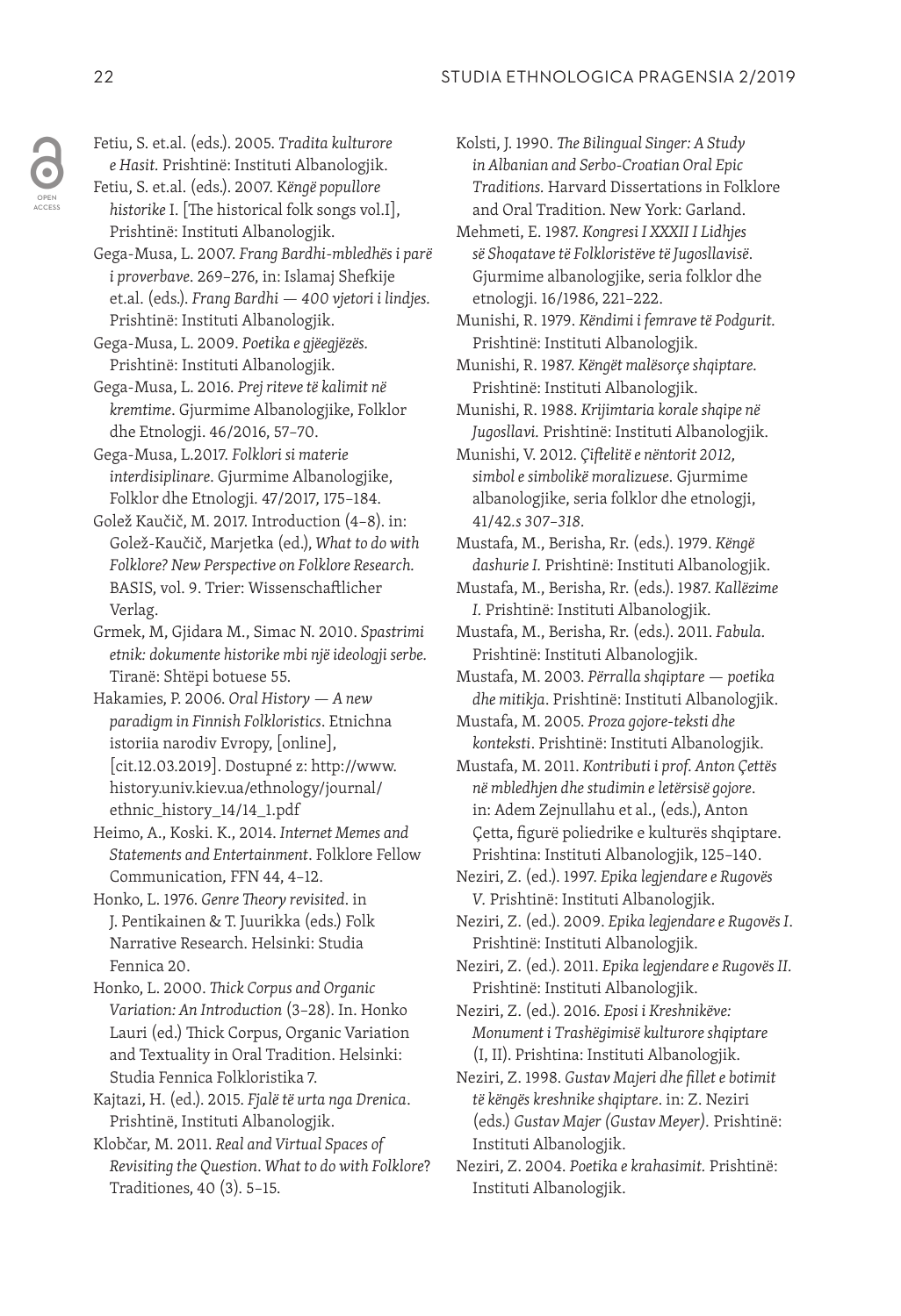Fetiu, S. et.al. (eds.). 2005. *Tradita kulturore e Hasit.* Prishtinë: Instituti Albanologjik.

Fetiu, S. et.al. (eds.). 2007. *Këngë popullore historike* I. [The historical folk songs vol.I], Prishtinë: Instituti Albanologjik.

Gega-Musa, L. 2007. *Frang Bardhi-mbledhës i parë i proverbave*. 269–276, in: Islamaj Shefkije et.al. (eds.). *Frang Bardhi — 400 vjetori i lindjes.* Prishtinë: Instituti Albanologjik.

Gega-Musa, L. 2009. *Poetika e gjëegjëzës.* Prishtinë: Instituti Albanologjik.

Gega-Musa, L. 2016. *Prej riteve të kalimit në kremtime*. Gjurmime Albanologjike, Folklor dhe Etnologji. 46/2016, 57–70.

Gega-Musa, L.2017. *Folklori si materie interdisiplinare*. Gjurmime Albanologjike, Folklor dhe Etnologji. 47/2017, 175–184.

Golež Kaučič, M. 2017. Introduction (4–8). in: Golež-Kaučič, Marjetka (ed.), *What to do with Folklore? New Perspective on Folklore Research.* BASIS, vol. 9. Trier: Wissenschaftlicher Verlag.

Grmek, M, Gjidara M., Simac N. 2010. *Spastrimi etnik: dokumente historike mbi një ideologji serbe.* Tiranë: Shtëpi botuese 55.

Hakamies, P. 2006. *Oral History — A new paradigm in Finnish Folkloristics*. Etnichna istoriia narodiv Evropy, [online], [cit.12.03.2019]. Dostupné z: http://www.history.univ.kiev.ua/ethnology/journal/ethnic_history_14/14_1.pdf

Heimo, A., Koski. K., 2014. *Internet Memes and Statements and Entertainment*. Folklore Fellow Communication, FFN 44, 4–12.

Honko, L. 1976. *Genre Theory revisited*. in J. Pentikainen & T. Juurikka (eds.) Folk Narrative Research. Helsinki: Studia Fennica 20.

Honko, L. 2000. *Thick Corpus and Organic Variation: An Introduction* (3–28). In. Honko Lauri (ed.) Thick Corpus, Organic Variation and Textuality in Oral Tradition. Helsinki: Studia Fennica Folkloristika 7.

Kajtazi, H. (ed.). 2015. *Fjalë të urta nga Drenica*. Prishtinë, Instituti Albanologjik.

Klobčar, M. 2011. *Real and Virtual Spaces of Revisiting the Question. What to do with Folklore*? Traditiones, 40 (3). 5–15.

Kolsti, J. 1990. *The Bilingual Singer: A Study in Albanian and Serbo-Croatian Oral Epic Traditions.* Harvard Dissertations in Folklore and Oral Tradition. New York: Garland.

Mehmeti, E. 1987. *Kongresi I XXXII I Lidhjes së Shoqatave të Folkloristëve të Jugosllavisë*. Gjurmime albanologjike, seria folklor dhe etnologji. 16/1986, 221–222.

Munishi, R. 1979. *Këndimi i femrave të Podgurit.* Prishtinë: Instituti Albanologjik.

Munishi, R. 1987. *Këngët malësorçe shqiptare.* Prishtinë: Instituti Albanologjik.

Munishi, R. 1988. *Krijimtaria korale shqipe në Jugosllavi.* Prishtinë: Instituti Albanologjik.

Munishi, V. 2012. *Çiftelitë e nëntorit 2012, simbol e simbolikë moralizuese*. Gjurmime albanologjike, seria folklor dhe etnologji, 41/42.*s 307–318.*

Mustafa, M., Berisha, Rr. (eds.). 1979. *Këngë dashurie I.* Prishtinë: Instituti Albanologjik.

Mustafa, M., Berisha, Rr. (eds.). 1987. *Kallëzime I.* Prishtinë: Instituti Albanologjik.

Mustafa, M., Berisha, Rr. (eds.). 2011. *Fabula.* Prishtinë: Instituti Albanologjik.

Mustafa, M. 2003. *Përralla shqiptare — poetika dhe mitikja*. Prishtinë: Instituti Albanologjik.

Mustafa, M. 2005. *Proza gojore-teksti dhe konteksti*. Prishtinë: Instituti Albanologjik.

Mustafa, M. 2011. *Kontributi i prof. Anton Çettës në mbledhjen dhe studimin e letërsisë gojore*. in: Adem Zejnullahu et al., (eds.), Anton Çetta, figurë poliedrike e kulturës shqiptare. Prishtina: Instituti Albanologjik, 125–140.

Neziri, Z. (ed.). 1997. *Epika legjendare e Rugovës V.* Prishtinë: Instituti Albanologjik.

Neziri, Z. (ed.). 2009. *Epika legjendare e Rugovës I*. Prishtinë: Instituti Albanologjik.

Neziri, Z. (ed.). 2011. *Epika legjendare e Rugovës II.* Prishtinë: Instituti Albanologjik.

Neziri, Z. (ed.). 2016. *Eposi i Kreshnikëve: Monument i Trashëgimisë kulturore shqiptare* (I, II). Prishtina: Instituti Albanologjik.

Neziri, Z. 1998. *Gustav Majeri dhe fillet e botimit të këngës kreshnike shqiptare*. in: Z. Neziri (eds.) *Gustav Majer (Gustav Meyer).* Prishtinë: Instituti Albanologjik.

Neziri, Z. 2004. *Poetika e krahasimit.* Prishtinë: Instituti Albanologjik.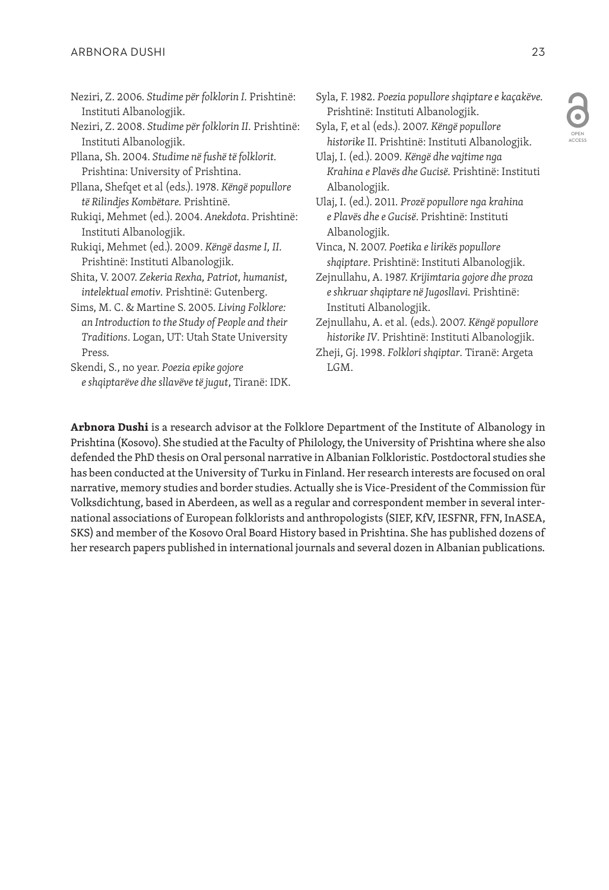Neziri, Z. 2006. *Studime për folklorin I.* Prishtinë: Instituti Albanologjik.

Neziri, Z. 2008. *Studime për folklorin II.* Prishtinë: Instituti Albanologjik.

Pllana, Sh. 2004. *Studime në fushë të folklorit.* Prishtina: University of Prishtina.

Pllana, Shefqet et al (eds.). 1978. *Këngë popullore të Rilindjes Kombëtare.* Prishtinë.

Rukiqi, Mehmet (ed.). 2004. *Anekdota*. Prishtinë: Instituti Albanologjik.

Rukiqi, Mehmet (ed.). 2009. *Këngë dasme I, II.* Prishtinë: Instituti Albanologjik.

Shita, V. 2007. *Zekeria Rexha, Patriot, humanist, intelektual emotiv.* Prishtinë: Gutenberg.

Sims, M. C. & Martine S. 2005. *Living Folklore: an Introduction to the Study of People and their Traditions*. Logan, UT: Utah State University Press.

Skendi, S., no year. *Poezia epike gojore e shqiptarëve dhe sllavëve të jugut*, Tiranë: IDK.

Syla, F. 1982. *Poezia popullore shqiptare e kaçakëve.* Prishtinë: Instituti Albanologjik.

Syla, F, et al (eds.). 2007. *Këngë popullore historike* II. Prishtinë: Instituti Albanologjik.

Ulaj, I. (ed.). 2009. *Këngë dhe vajtime nga Krahina e Plavës dhe Gucisë.* Prishtinë: Instituti Albanologjik.

Ulaj, I. (ed.). 2011. *Prozë popullore nga krahina e Plavës dhe e Gucisë*. Prishtinë: Instituti Albanologjik.

Vinca, N. 2007. *Poetika e lirikës popullore shqiptare*. Prishtinë: Instituti Albanologjik.

Zejnullahu, A. 1987. *Krijimtaria gojore dhe proza e shkruar shqiptare në Jugosllavi.* Prishtinë: Instituti Albanologjik.

Zejnullahu, A. et al. (eds.). 2007. *Këngë popullore historike IV*. Prishtinë: Instituti Albanologjik.

Zheji, Gj. 1998. *Folklori shqiptar.* Tiranë: Argeta LGM.

**Arbnora Dushi** is a research advisor at the Folklore Department of the Institute of Albanology in Prishtina (Kosovo). She studied at the Faculty of Philology, the University of Prishtina where she also defended the PhD thesis on Oral personal narrative in Albanian Folkloristic. Postdoctoral studies she has been conducted at the University of Turku in Finland. Her research interests are focused on oral narrative, memory studies and border studies. Actually she is Vice-President of the Commission für Volksdichtung, based in Aberdeen, as well as a regular and correspondent member in several international associations of European folklorists and anthropologists (SIEF, KfV, IESFNR, FFN, InASEA, SKS) and member of the Kosovo Oral Board History based in Prishtina. She has published dozens of her research papers published in international journals and several dozen in Albanian publications.